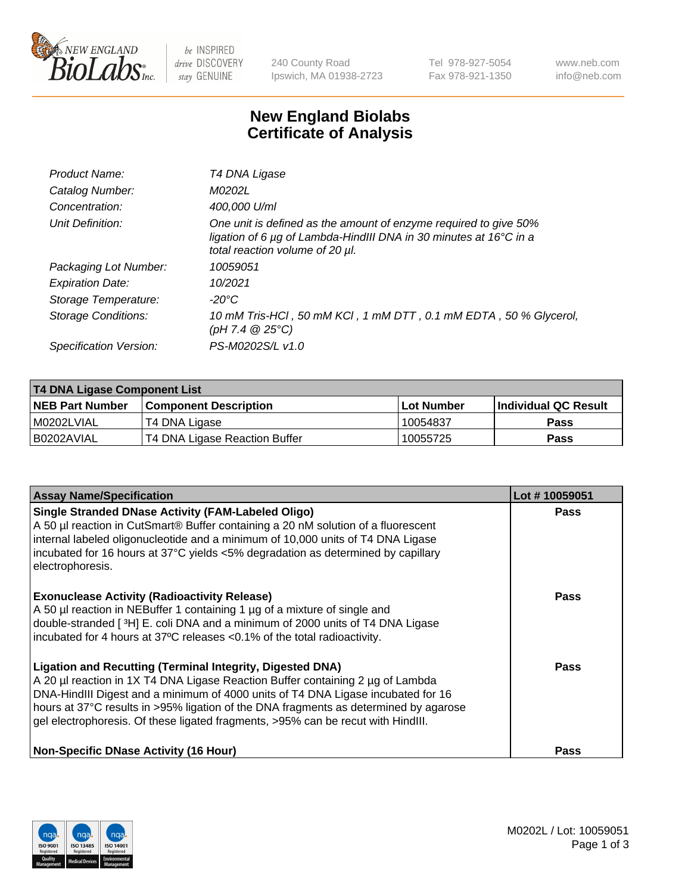# New England Biolabs Certificate of Analysis

| | |
|---|---|
| *Product Name:* | *T4 DNA Ligase* |
| *Catalog Number:* | *M0202L* |
| *Concentration:* | *400,000 U/ml* |
| *Unit Definition:* | *One unit is defined as the amount of enzyme required to give 50% ligation of 6 µg of Lambda-HindIII DNA in 30 minutes at 16°C in a total reaction volume of 20 µl.* |
| *Packaging Lot Number:* | *10059051* |
| *Expiration Date:* | *10/2021* |
| *Storage Temperature:* | *-20°C* |
| *Storage Conditions:* | *10 mM Tris-HCl , 50 mM KCl , 1 mM DTT , 0.1 mM EDTA , 50 % Glycerol, (pH 7.4 @ 25°C)* |
| *Specification Version:* | *PS-M0202S/L v1.0* |

| T4 DNA Ligase Component List | | | |
|---|---|---|---|
| **NEB Part Number** | **Component Description** | **Lot Number** | **Individual QC Result** |
| M0202LVIAL | T4 DNA Ligase | 10054837 | **Pass** |
| B0202AVIAL | T4 DNA Ligase Reaction Buffer | 10055725 | **Pass** |

| Assay Name/Specification | Lot # 10059051 |
|---|---|
| **Single Stranded DNase Activity (FAM-Labeled Oligo)**<br>A 50 µl reaction in CutSmart® Buffer containing a 20 nM solution of a fluorescent internal labeled oligonucleotide and a minimum of 10,000 units of T4 DNA Ligase incubated for 16 hours at 37°C yields <5% degradation as determined by capillary electrophoresis. | **Pass** |
| **Exonuclease Activity (Radioactivity Release)**<br>A 50 µl reaction in NEBuffer 1 containing 1 µg of a mixture of single and double-stranded [ $^{3}H$] E. coli DNA and a minimum of 2000 units of T4 DNA Ligase incubated for 4 hours at 37ºC releases <0.1% of the total radioactivity. | **Pass** |
| **Ligation and Recutting (Terminal Integrity, Digested DNA)**<br>A 20 µl reaction in 1X T4 DNA Ligase Reaction Buffer containing 2 µg of Lambda DNA-HindIII Digest and a minimum of 4000 units of T4 DNA Ligase incubated for 16 hours at 37°C results in >95% ligation of the DNA fragments as determined by agarose gel electrophoresis. Of these ligated fragments, >95% can be recut with HindIII. | **Pass** |
| **Non-Specific DNase Activity (16 Hour)** | **Pass** |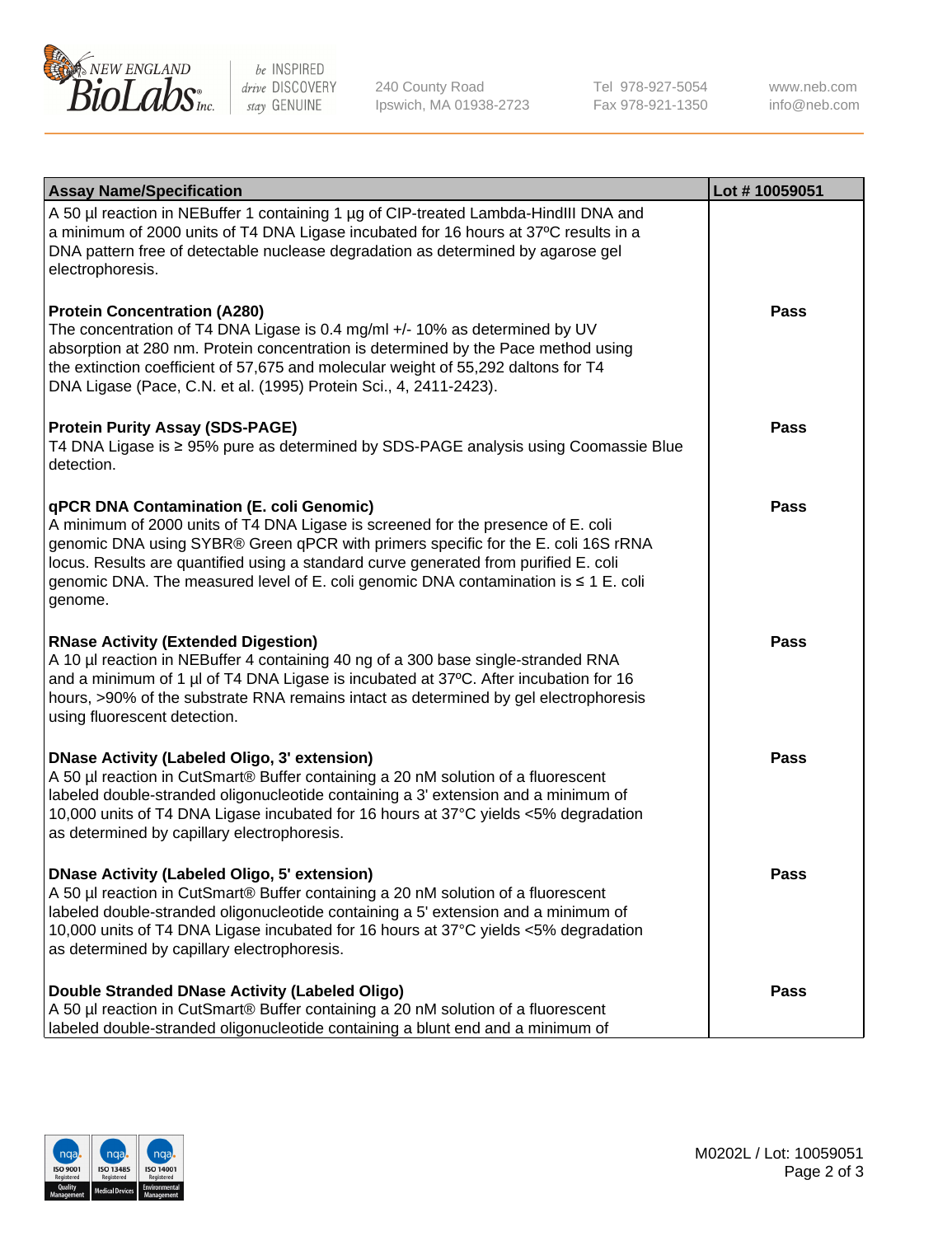| Assay Name/Specification | Lot # 10059051 |
|---|---|
| A 50 µl reaction in NEBuffer 1 containing 1 µg of CIP-treated Lambda-HindIII DNA and a minimum of 2000 units of T4 DNA Ligase incubated for 16 hours at 37ºC results in a DNA pattern free of detectable nuclease degradation as determined by agarose gel electrophoresis. | |
| **Protein Concentration (A280)**<br>The concentration of T4 DNA Ligase is 0.4 mg/ml +/- 10% as determined by UV absorption at 280 nm. Protein concentration is determined by the Pace method using the extinction coefficient of 57,675 and molecular weight of 55,292 daltons for T4 DNA Ligase (Pace, C.N. et al. (1995) Protein Sci., 4, 2411-2423). | **Pass** |
| **Protein Purity Assay (SDS-PAGE)**<br>T4 DNA Ligase is ≥ 95% pure as determined by SDS-PAGE analysis using Coomassie Blue detection. | **Pass** |
| **qPCR DNA Contamination (E. coli Genomic)**<br>A minimum of 2000 units of T4 DNA Ligase is screened for the presence of E. coli genomic DNA using SYBR® Green qPCR with primers specific for the E. coli 16S rRNA locus. Results are quantified using a standard curve generated from purified E. coli genomic DNA. The measured level of E. coli genomic DNA contamination is ≤ 1 E. coli genome. | **Pass** |
| **RNase Activity (Extended Digestion)**<br>A 10 µl reaction in NEBuffer 4 containing 40 ng of a 300 base single-stranded RNA and a minimum of 1 µl of T4 DNA Ligase is incubated at 37ºC. After incubation for 16 hours, >90% of the substrate RNA remains intact as determined by gel electrophoresis using fluorescent detection. | **Pass** |
| **DNase Activity (Labeled Oligo, 3' extension)**<br>A 50 µl reaction in CutSmart® Buffer containing a 20 nM solution of a fluorescent labeled double-stranded oligonucleotide containing a 3' extension and a minimum of 10,000 units of T4 DNA Ligase incubated for 16 hours at 37°C yields <5% degradation as determined by capillary electrophoresis. | **Pass** |
| **DNase Activity (Labeled Oligo, 5' extension)**<br>A 50 µl reaction in CutSmart® Buffer containing a 20 nM solution of a fluorescent labeled double-stranded oligonucleotide containing a 5' extension and a minimum of 10,000 units of T4 DNA Ligase incubated for 16 hours at 37°C yields <5% degradation as determined by capillary electrophoresis. | **Pass** |
| **Double Stranded DNase Activity (Labeled Oligo)**<br>A 50 µl reaction in CutSmart® Buffer containing a 20 nM solution of a fluorescent labeled double-stranded oligonucleotide containing a blunt end and a minimum of | **Pass** |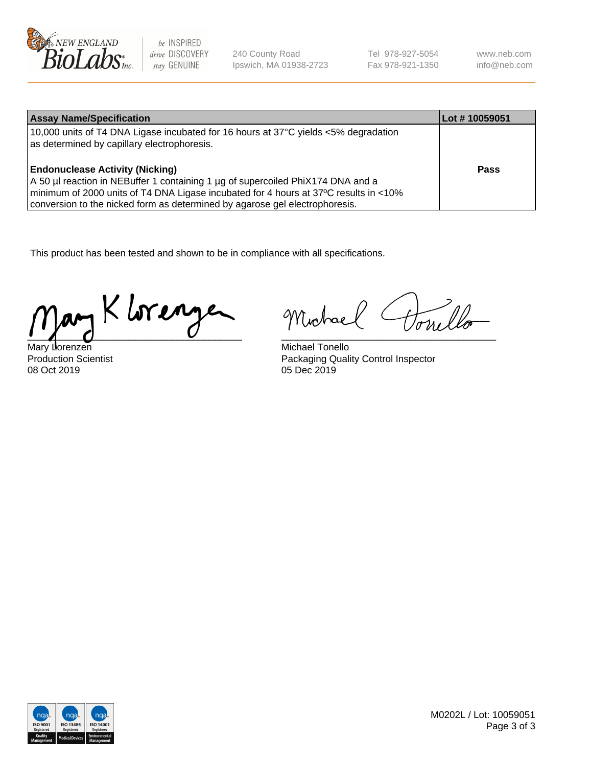| Assay Name/Specification | Lot # 10059051 |
|---|---|
| 10,000 units of T4 DNA Ligase incubated for 16 hours at 37°C yields <5% degradation as determined by capillary electrophoresis. | |
| **Endonuclease Activity (Nicking)**<br>A 50 µl reaction in NEBuffer 1 containing 1 µg of supercoiled PhiX174 DNA and a minimum of 2000 units of T4 DNA Ligase incubated for 4 hours at 37ºC results in <10% conversion to the nicked form as determined by agarose gel electrophoresis. | **Pass** |

This product has been tested and shown to be in compliance with all specifications.

Mary Lorenzen
Production Scientist
08 Oct 2019

Michael Tonello
Packaging Quality Control Inspector
05 Dec 2019

M0202L / Lot: 10059051